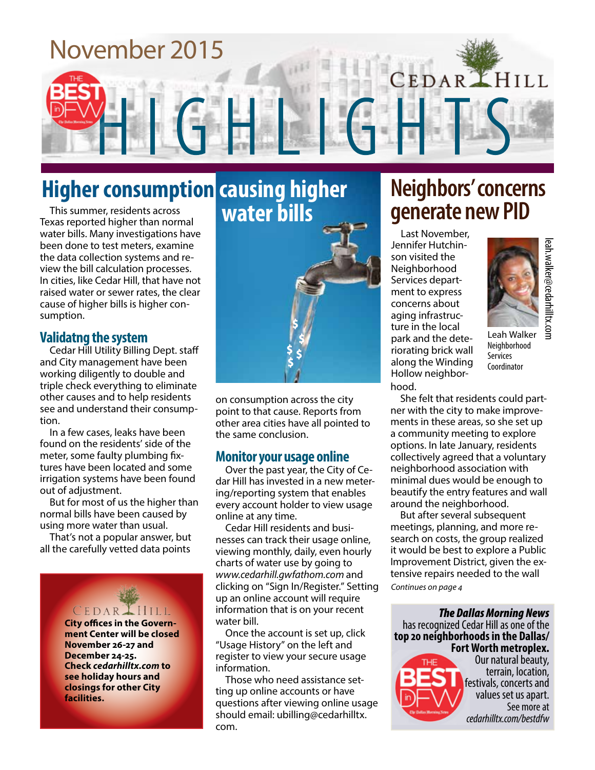November 2015

CEDAR HILL

# HIGHLIGHTS

## Higher consumption causing higher water bills

This summer, residents across Texas reported higher than normal water bills. Many investigations have been done to test meters, examine the data collection systems and review the bill calculation processes. In cities, like Cedar Hill, that have not raised water or sewer rates, the clear cause of higher bills is higher consumption.

### Validatng the system

Cedar Hill Utility Billing Dept. staff and City management have been working diligently to double and triple check everything to eliminate other causes and to help residents see and understand their consumption.

In a few cases, leaks have been found on the residents' side of the meter, some faulty plumbing fixtures have been located and some irrigation systems have been found out of adjustment.

But for most of us the higher than normal bills have been caused by using more water than usual.

That's not a popular answer, but all the carefully vetted data points on consumption across the city point to that cause. Reports from other area cities have all pointed to the same conclusion.

### Monitor your usage online

Over the past year, the City of Cedar Hill has invested in a new metering/reporting system that enables every account holder to view usage online at any time.

Cedar Hill residents and businesses can track their usage online, viewing monthly, daily, even hourly charts of water use by going to *www.cedarhill.gwfathom.com* and clicking on "Sign In/Register." Setting up an online account will require information that is on your recent water bill.

Once the account is set up, click "Usage History" on the left and register to view your secure usage information.

Those who need assistance setting up online accounts or have questions after viewing online usage should email: ubilling@cedarhilltx.com.

---

CEDAR HILL

**City offices in the Government Center will be closed November 26-27 and December 24-25. Check *cedarhilltx.com* to see holiday hours and closings for other City facilities.**

---

## Neighbors' concerns generate new PID

Last November, Jennifer Hutchinson visited the Neighborhood Services department to express concerns about aging infrastructure in the local park and the deteriorating brick wall along the Winding Hollow neighborhood.

Leah Walker
Neighborhood Services Coordinator
leah.walker@cedarhilltx.com

She felt that residents could partner with the city to make improvements in these areas, so she set up a community meeting to explore options. In late January, residents collectively agreed that a voluntary neighborhood association with minimal dues would be enough to beautify the entry features and wall around the neighborhood.

But after several subsequent meetings, planning, and more research on costs, the group realized it would be best to explore a Public Improvement District, given the extensive repairs needed to the wall

*Continues on page 4*

---

***The Dallas Morning News*** has recognized Cedar Hill as one of the **top 20 neighborhoods in the Dallas/Fort Worth metroplex.** Our natural beauty, terrain, location, festivals, concerts and values set us apart. See more at *cedarhilltx.com/bestdfw*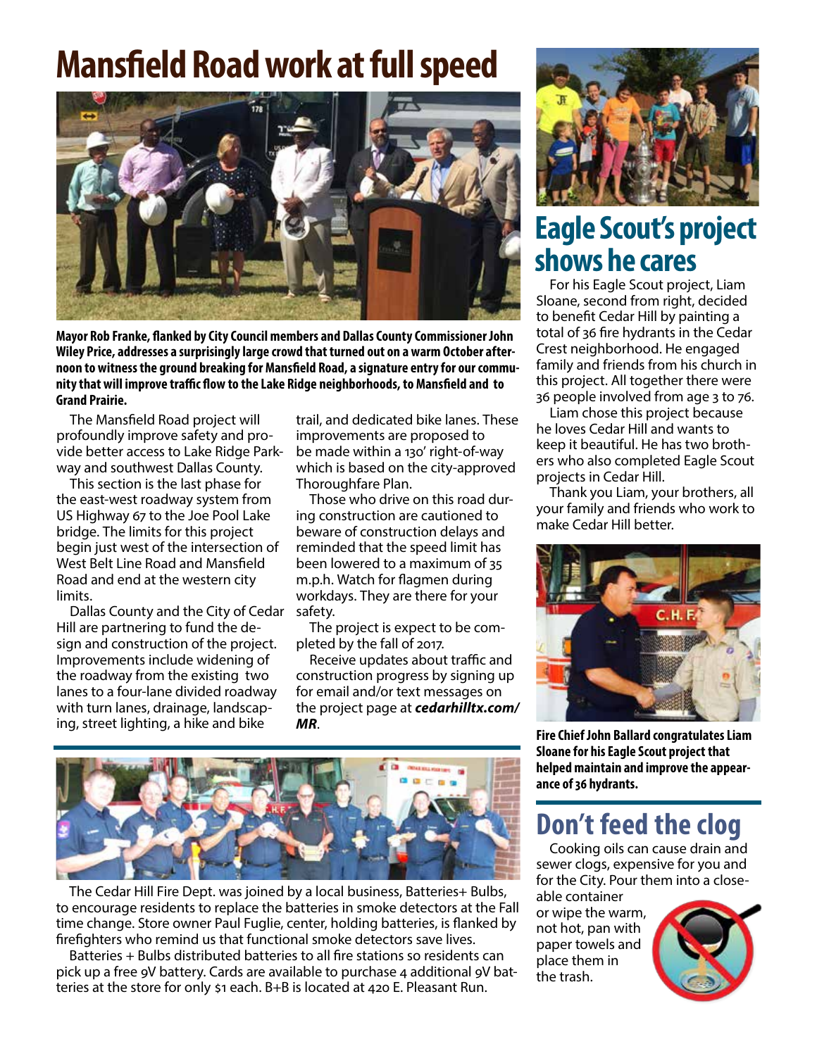# Mansfield Road work at full speed

**Mayor Rob Franke, flanked by City Council members and Dallas County Commissioner John Wiley Price, addresses a surprisingly large crowd that turned out on a warm October afternoon to witness the ground breaking for Mansfield Road, a signature entry for our community that will improve traffic flow to the Lake Ridge neighborhoods, to Mansfield and to Grand Prairie.**

The Mansfield Road project will profoundly improve safety and provide better access to Lake Ridge Parkway and southwest Dallas County.

This section is the last phase for the east-west roadway system from US Highway 67 to the Joe Pool Lake bridge. The limits for this project begin just west of the intersection of West Belt Line Road and Mansfield Road and end at the western city limits.

Dallas County and the City of Cedar Hill are partnering to fund the design and construction of the project. Improvements include widening of the roadway from the existing two lanes to a four-lane divided roadway with turn lanes, drainage, landscaping, street lighting, a hike and bike trail, and dedicated bike lanes. These improvements are proposed to be made within a 130' right-of-way which is based on the city-approved Thoroughfare Plan.

Those who drive on this road during construction are cautioned to beware of construction delays and reminded that the speed limit has been lowered to a maximum of 35 m.p.h. Watch for flagmen during workdays. They are there for your safety.

The project is expect to be completed by the fall of 2017.

Receive updates about traffic and construction progress by signing up for email and/or text messages on the project page at ***cedarhilltx.com/MR***.

The Cedar Hill Fire Dept. was joined by a local business, Batteries+ Bulbs, to encourage residents to replace the batteries in smoke detectors at the Fall time change. Store owner Paul Fuglie, center, holding batteries, is flanked by firefighters who remind us that functional smoke detectors save lives.

Batteries + Bulbs distributed batteries to all fire stations so residents can pick up a free 9V battery. Cards are available to purchase 4 additional 9V batteries at the store for only $1 each. B+B is located at 420 E. Pleasant Run.

# Eagle Scout's project shows he cares

For his Eagle Scout project, Liam Sloane, second from right, decided to benefit Cedar Hill by painting a total of 36 fire hydrants in the Cedar Crest neighborhood. He engaged family and friends from his church in this project. All together there were 36 people involved from age 3 to 76.

Liam chose this project because he loves Cedar Hill and wants to keep it beautiful. He has two brothers who also completed Eagle Scout projects in Cedar Hill.

Thank you Liam, your brothers, all your family and friends who work to make Cedar Hill better.

**Fire Chief John Ballard congratulates Liam Sloane for his Eagle Scout project that helped maintain and improve the appearance of 36 hydrants.**

# Don't feed the clog

Cooking oils can cause drain and sewer clogs, expensive for you and for the City. Pour them into a closeable container or wipe the warm, not hot, pan with paper towels and place them in the trash.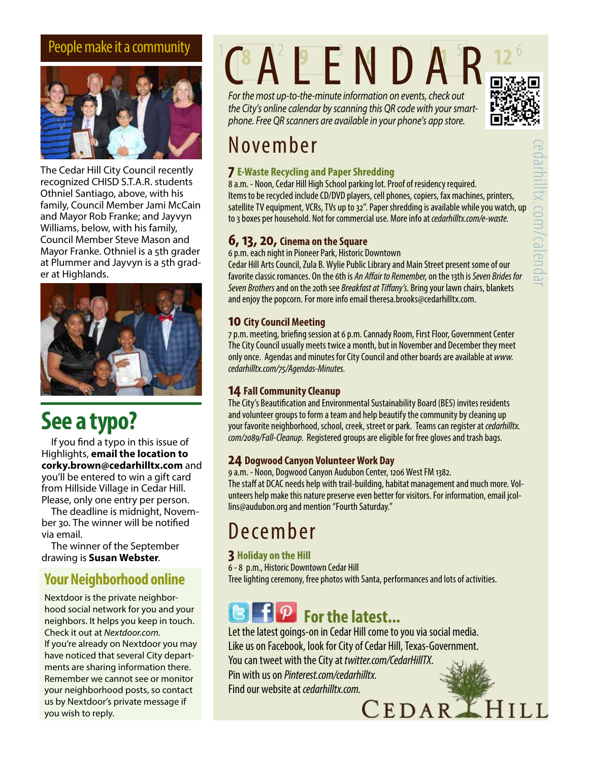## People make it a community

The Cedar Hill City Council recently recognized CHISD S.T.A.R. students Othniel Santiago, above, with his family, Council Member Jami McCain and Mayor Rob Franke; and Jayvyn Williams, below, with his family, Council Member Steve Mason and Mayor Franke. Othniel is a 5th grader at Plummer and Jayvyn is a 5th grader at Highlands.

## See a typo?

If you find a typo in this issue of Highlights, **email the location to corky.brown@cedarhilltx.com** and you'll be entered to win a gift card from Hillside Village in Cedar Hill. Please, only one entry per person.

The deadline is midnight, November 30. The winner will be notified via email.

The winner of the September drawing is **Susan Webster**.

## Your Neighborhood online

Nextdoor is the private neighborhood social network for you and your neighbors. It helps you keep in touch. Check it out at *Nextdoor.com.*

If you're already on Nextdoor you may have noticed that several City departments are sharing information there. Remember we cannot see or monitor your neighborhood posts, so contact us by Nextdoor's private message if you wish to reply.

# CALENDAR

*For the most up-to-the-minute information on events, check out the City's online calendar by scanning this QR code with your smartphone. Free QR scanners are available in your phone's app store.*

cedarhilltx.com/calendar

## November

### 7 E-Waste Recycling and Paper Shredding

8 a.m. - Noon, Cedar Hill High School parking lot. Proof of residency required.
Items to be recycled include CD/DVD players, cell phones, copiers, fax machines, printers, satellite TV equipment, VCRs, TVs up to 32". Paper shredding is available while you watch, up to 3 boxes per household. Not for commercial use. More info at *cedarhilltx.com/e-waste.*

### 6, 13, 20, Cinema on the Square

6 p.m. each night in Pioneer Park, Historic Downtown
Cedar Hill Arts Council, Zula B. Wylie Public Library and Main Street present some of our favorite classic romances. On the 6th is *An Affair to Remember*, on the 13th is *Seven Brides for Seven Brothers* and on the 20th see *Breakfast at Tiffany's*. Bring your lawn chairs, blankets and enjoy the popcorn. For more info email theresa.brooks@cedarhilltx.com.

### 10 City Council Meeting

7 p.m. meeting, briefing session at 6 p.m. Cannady Room, First Floor, Government Center
The City Council usually meets twice a month, but in November and December they meet only once. Agendas and minutes for City Council and other boards are available at *www.cedarhilltx.com/75/Agendas-Minutes.*

### 14 Fall Community Cleanup

The City's Beautification and Environmental Sustainability Board (BES) invites residents and volunteer groups to form a team and help beautify the community by cleaning up your favorite neighborhood, school, creek, street or park. Teams can register at *cedarhilltx.com/2089/Fall-Cleanup.* Registered groups are eligible for free gloves and trash bags.

### 24 Dogwood Canyon Volunteer Work Day

9 a.m. - Noon, Dogwood Canyon Audubon Center, 1206 West FM 1382.
The staff at DCAC needs help with trail-building, habitat management and much more. Volunteers help make this nature preserve even better for visitors. For information, email jcollins@audubon.org and mention "Fourth Saturday."

## December

### 3 Holiday on the Hill

6 - 8 p.m., Historic Downtown Cedar Hill
Tree lighting ceremony, free photos with Santa, performances and lots of activities.

## For the latest...

Let the latest goings-on in Cedar Hill come to you via social media.
Like us on Facebook, look for City of Cedar Hill, Texas-Government.
You can tweet with the City at *twitter.com/CedarHillTX.*
Pin with us on *Pinterest.com/cedarhilltx.*
Find our website at *cedarhilltx.com.*

CEDAR HILL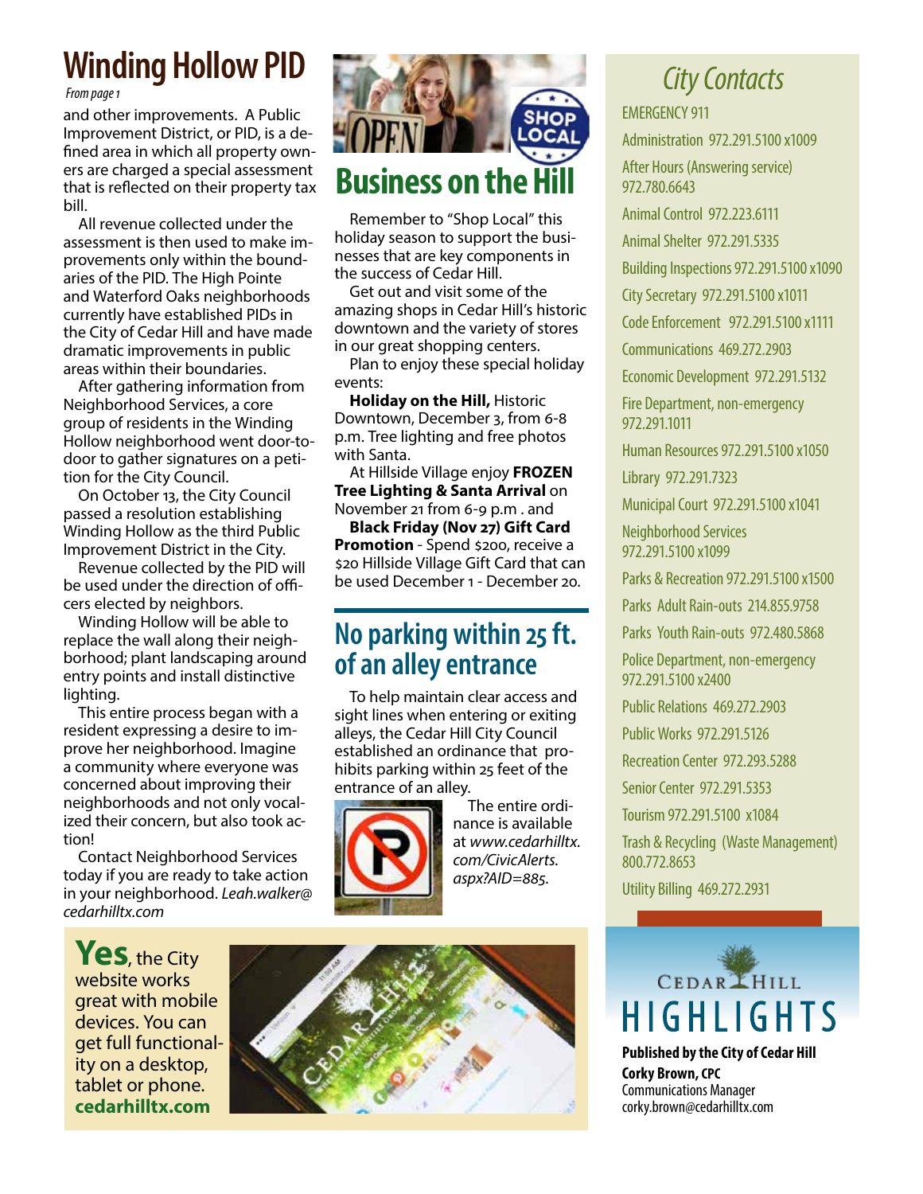# Winding Hollow PID

*From page 1*

and other improvements. A Public Improvement District, or PID, is a defined area in which all property owners are charged a special assessment that is reflected on their property tax bill.

All revenue collected under the assessment is then used to make improvements only within the boundaries of the PID. The High Pointe and Waterford Oaks neighborhoods currently have established PIDs in the City of Cedar Hill and have made dramatic improvements in public areas within their boundaries.

After gathering information from Neighborhood Services, a core group of residents in the Winding Hollow neighborhood went door-to-door to gather signatures on a petition for the City Council.

On October 13, the City Council passed a resolution establishing Winding Hollow as the third Public Improvement District in the City.

Revenue collected by the PID will be used under the direction of officers elected by neighbors.

Winding Hollow will be able to replace the wall along their neighborhood; plant landscaping around entry points and install distinctive lighting.

This entire process began with a resident expressing a desire to improve her neighborhood. Imagine a community where everyone was concerned about improving their neighborhoods and not only vocalized their concern, but also took action!

Contact Neighborhood Services today if you are ready to take action in your neighborhood. *Leah.walker@cedarhilltx.com*

# Business on the Hill

Remember to "Shop Local" this holiday season to support the businesses that are key components in the success of Cedar Hill.

Get out and visit some of the amazing shops in Cedar Hill's historic downtown and the variety of stores in our great shopping centers.

Plan to enjoy these special holiday events:

**Holiday on the Hill,** Historic Downtown, December 3, from 6-8 p.m. Tree lighting and free photos with Santa.

At Hillside Village enjoy **FROZEN Tree Lighting & Santa Arrival** on November 21 from 6-9 p.m . and

**Black Friday (Nov 27) Gift Card Promotion** - Spend $200, receive a $20 Hillside Village Gift Card that can be used December 1 - December 20.

# No parking within 25 ft. of an alley entrance

To help maintain clear access and sight lines when entering or exiting alleys, the Cedar Hill City Council established an ordinance that prohibits parking within 25 feet of the entrance of an alley.

The entire ordinance is available at *www.cedarhilltx.com/CivicAlerts.aspx?AID=885.*

**Yes**, the City website works great with mobile devices. You can get full functionality on a desktop, tablet or phone. **cedarhilltx.com**

## City Contacts

EMERGENCY 911

Administration 972.291.5100 x1009

After Hours (Answering service) 972.780.6643

Animal Control 972.223.6111

Animal Shelter 972.291.5335

Building Inspections 972.291.5100 x1090

City Secretary 972.291.5100 x1011

Code Enforcement 972.291.5100 x1111

Communications 469.272.2903

Economic Development 972.291.5132

Fire Department, non-emergency 972.291.1011

Human Resources 972.291.5100 x1050

Library 972.291.7323

Municipal Court 972.291.5100 x1041

Neighborhood Services 972.291.5100 x1099

Parks & Recreation 972.291.5100 x1500

Parks Adult Rain-outs 214.855.9758

Parks Youth Rain-outs 972.480.5868

Police Department, non-emergency 972.291.5100 x2400

Public Relations 469.272.2903

Public Works 972.291.5126

Recreation Center 972.293.5288

Senior Center 972.291.5353

Tourism 972.291.5100 x1084

Trash & Recycling (Waste Management) 800.772.8653

Utility Billing 469.272.2931

CEDAR HILL HIGHLIGHTS

**Published by the City of Cedar Hill**

**Corky Brown, CPC**
Communications Manager
corky.brown@cedarhilltx.com